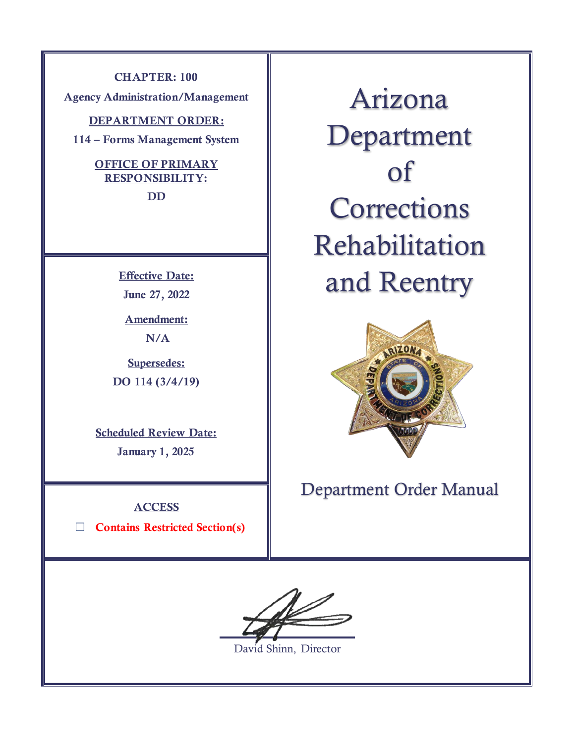**CHAPTER: 100**

**Agency Administration/Management**

**DEPARTMENT ORDER:**

**114 – Forms Management System**

**OFFICE OF PRIMARY RESPONSIBILITY:**

**DD**

# Arizona Department of Corrections Rehabilitation and Reentry

**Effective Date:**

**June 27, 2022**

**Amendment:**

**N/A**

**Supersedes:**

**DO 114 (3/4/19)**

**Scheduled Review Date:**

**January 1, 2025**

Department Order Manual

**ACCESS**

☐ **Contains Restricted Section(s)**

David Shinn, Director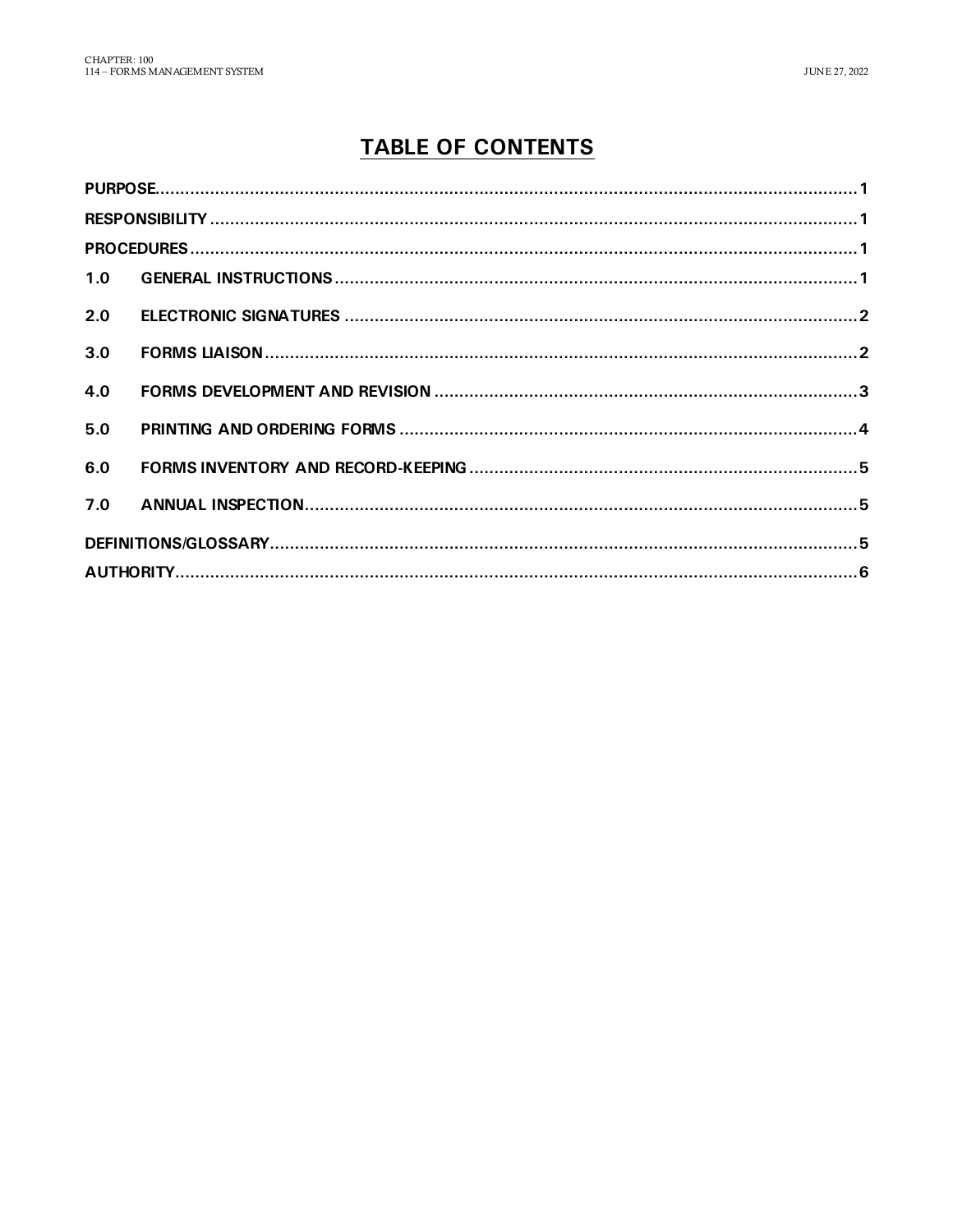# TABLE OF CONTENTS

| | | |
|---|---|---|
| **PURPOSE** | | **1** |
| **RESPONSIBILITY** | | **1** |
| **PROCEDURES** | | **1** |
| **1.0** | **GENERAL INSTRUCTIONS** | **1** |
| **2.0** | **ELECTRONIC SIGNATURES** | **2** |
| **3.0** | **FORMS LIAISON** | **2** |
| **4.0** | **FORMS DEVELOPMENT AND REVISION** | **3** |
| **5.0** | **PRINTING AND ORDERING FORMS** | **4** |
| **6.0** | **FORMS INVENTORY AND RECORD-KEEPING** | **5** |
| **7.0** | **ANNUAL INSPECTION** | **5** |
| **DEFINITIONS/GLOSSARY** | | **5** |
| **AUTHORITY** | | **6** |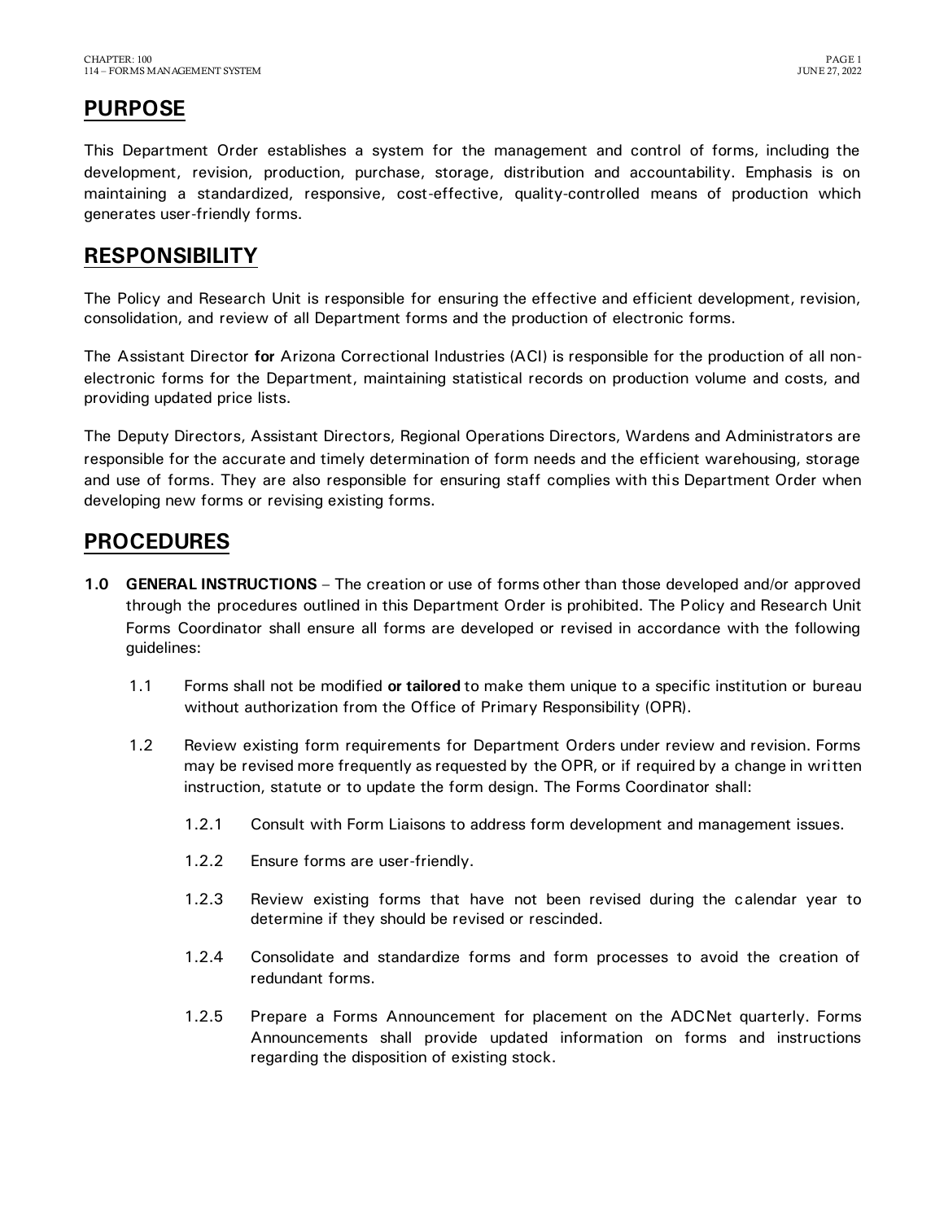## PURPOSE

This Department Order establishes a system for the management and control of forms, including the development, revision, production, purchase, storage, distribution and accountability. Emphasis is on maintaining a standardized, responsive, cost-effective, quality-controlled means of production which generates user-friendly forms.

## RESPONSIBILITY

The Policy and Research Unit is responsible for ensuring the effective and efficient development, revision, consolidation, and review of all Department forms and the production of electronic forms.

The Assistant Director **for** Arizona Correctional Industries (ACI) is responsible for the production of all non-electronic forms for the Department, maintaining statistical records on production volume and costs, and providing updated price lists.

The Deputy Directors, Assistant Directors, Regional Operations Directors, Wardens and Administrators are responsible for the accurate and timely determination of form needs and the efficient warehousing, storage and use of forms. They are also responsible for ensuring staff complies with this Department Order when developing new forms or revising existing forms.

## PROCEDURES

**1.0 GENERAL INSTRUCTIONS** – The creation or use of forms other than those developed and/or approved through the procedures outlined in this Department Order is prohibited. The Policy and Research Unit Forms Coordinator shall ensure all forms are developed or revised in accordance with the following guidelines:

1.1 Forms shall not be modified **or tailored** to make them unique to a specific institution or bureau without authorization from the Office of Primary Responsibility (OPR).

1.2 Review existing form requirements for Department Orders under review and revision. Forms may be revised more frequently as requested by the OPR, or if required by a change in written instruction, statute or to update the form design. The Forms Coordinator shall:

1.2.1 Consult with Form Liaisons to address form development and management issues.

1.2.2 Ensure forms are user-friendly.

1.2.3 Review existing forms that have not been revised during the calendar year to determine if they should be revised or rescinded.

1.2.4 Consolidate and standardize forms and form processes to avoid the creation of redundant forms.

1.2.5 Prepare a Forms Announcement for placement on the ADCNet quarterly. Forms Announcements shall provide updated information on forms and instructions regarding the disposition of existing stock.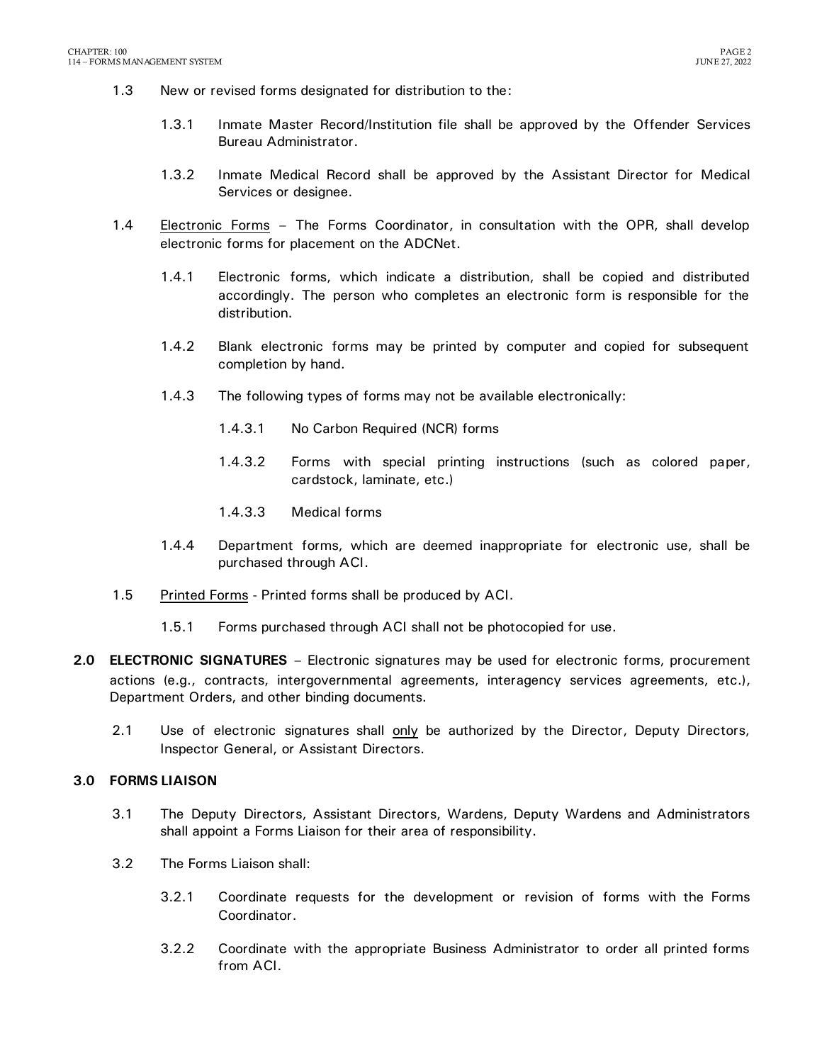1.3 New or revised forms designated for distribution to the:

1.3.1 Inmate Master Record/Institution file shall be approved by the Offender Services Bureau Administrator.

1.3.2 Inmate Medical Record shall be approved by the Assistant Director for Medical Services or designee.

1.4 <u>Electronic Forms</u> – The Forms Coordinator, in consultation with the OPR, shall develop electronic forms for placement on the ADCNet.

1.4.1 Electronic forms, which indicate a distribution, shall be copied and distributed accordingly. The person who completes an electronic form is responsible for the distribution.

1.4.2 Blank electronic forms may be printed by computer and copied for subsequent completion by hand.

1.4.3 The following types of forms may not be available electronically:

1.4.3.1 No Carbon Required (NCR) forms

1.4.3.2 Forms with special printing instructions (such as colored paper, cardstock, laminate, etc.)

1.4.3.3 Medical forms

1.4.4 Department forms, which are deemed inappropriate for electronic use, shall be purchased through ACI.

1.5 <u>Printed Forms</u> - Printed forms shall be produced by ACI.

1.5.1 Forms purchased through ACI shall not be photocopied for use.

**2.0 ELECTRONIC SIGNATURES** – Electronic signatures may be used for electronic forms, procurement actions (e.g., contracts, intergovernmental agreements, interagency services agreements, etc.), Department Orders, and other binding documents.

2.1 Use of electronic signatures shall <u>only</u> be authorized by the Director, Deputy Directors, Inspector General, or Assistant Directors.

**3.0 FORMS LIAISON**

3.1 The Deputy Directors, Assistant Directors, Wardens, Deputy Wardens and Administrators shall appoint a Forms Liaison for their area of responsibility.

3.2 The Forms Liaison shall:

3.2.1 Coordinate requests for the development or revision of forms with the Forms Coordinator.

3.2.2 Coordinate with the appropriate Business Administrator to order all printed forms from ACI.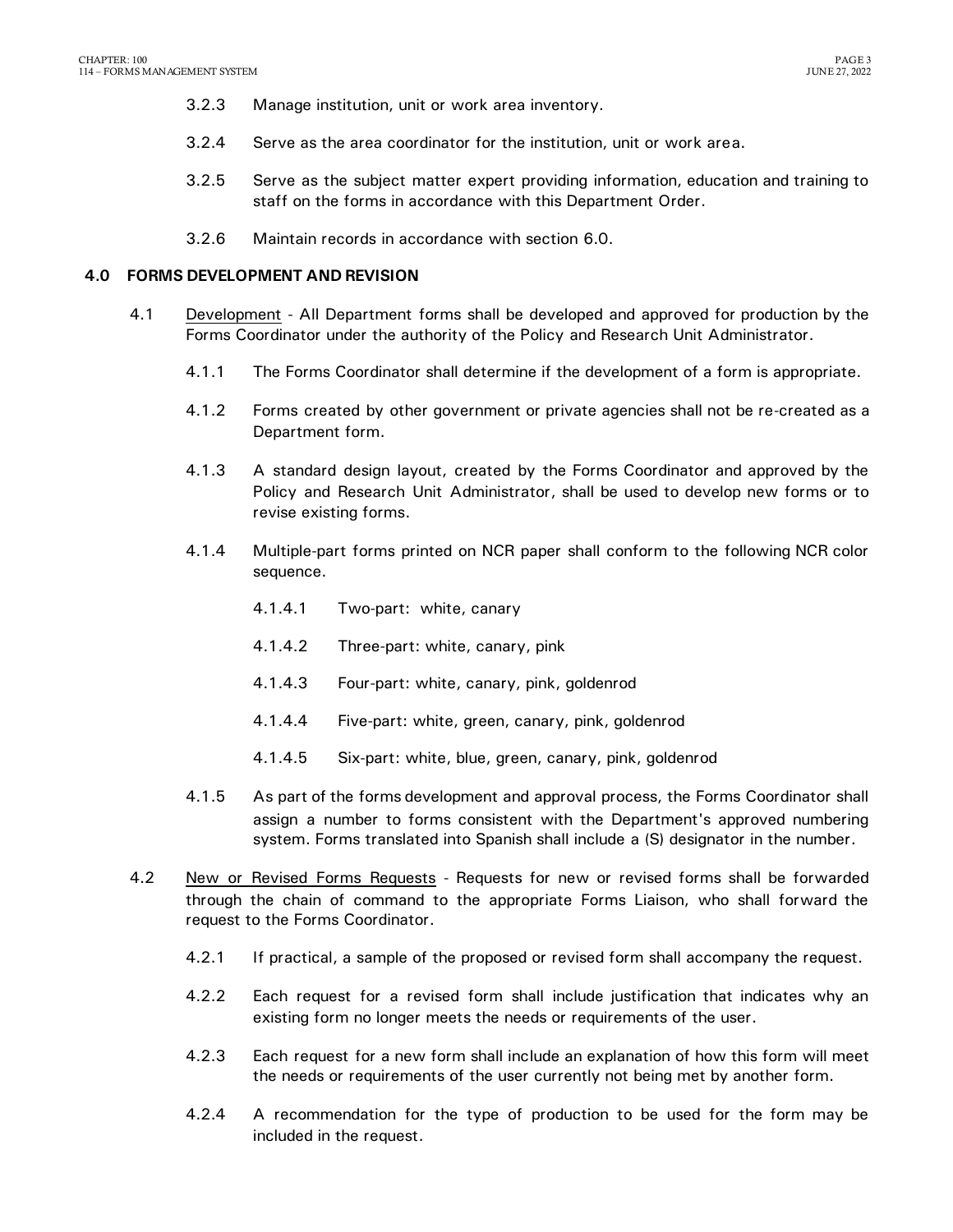3.2.3 Manage institution, unit or work area inventory.

3.2.4 Serve as the area coordinator for the institution, unit or work area.

3.2.5 Serve as the subject matter expert providing information, education and training to staff on the forms in accordance with this Department Order.

3.2.6 Maintain records in accordance with section 6.0.

## 4.0 FORMS DEVELOPMENT AND REVISION

4.1 Development - All Department forms shall be developed and approved for production by the Forms Coordinator under the authority of the Policy and Research Unit Administrator.

4.1.1 The Forms Coordinator shall determine if the development of a form is appropriate.

4.1.2 Forms created by other government or private agencies shall not be re-created as a Department form.

4.1.3 A standard design layout, created by the Forms Coordinator and approved by the Policy and Research Unit Administrator, shall be used to develop new forms or to revise existing forms.

4.1.4 Multiple-part forms printed on NCR paper shall conform to the following NCR color sequence.

4.1.4.1 Two-part: white, canary

4.1.4.2 Three-part: white, canary, pink

4.1.4.3 Four-part: white, canary, pink, goldenrod

4.1.4.4 Five-part: white, green, canary, pink, goldenrod

4.1.4.5 Six-part: white, blue, green, canary, pink, goldenrod

4.1.5 As part of the forms development and approval process, the Forms Coordinator shall assign a number to forms consistent with the Department's approved numbering system. Forms translated into Spanish shall include a (S) designator in the number.

4.2 New or Revised Forms Requests - Requests for new or revised forms shall be forwarded through the chain of command to the appropriate Forms Liaison, who shall forward the request to the Forms Coordinator.

4.2.1 If practical, a sample of the proposed or revised form shall accompany the request.

4.2.2 Each request for a revised form shall include justification that indicates why an existing form no longer meets the needs or requirements of the user.

4.2.3 Each request for a new form shall include an explanation of how this form will meet the needs or requirements of the user currently not being met by another form.

4.2.4 A recommendation for the type of production to be used for the form may be included in the request.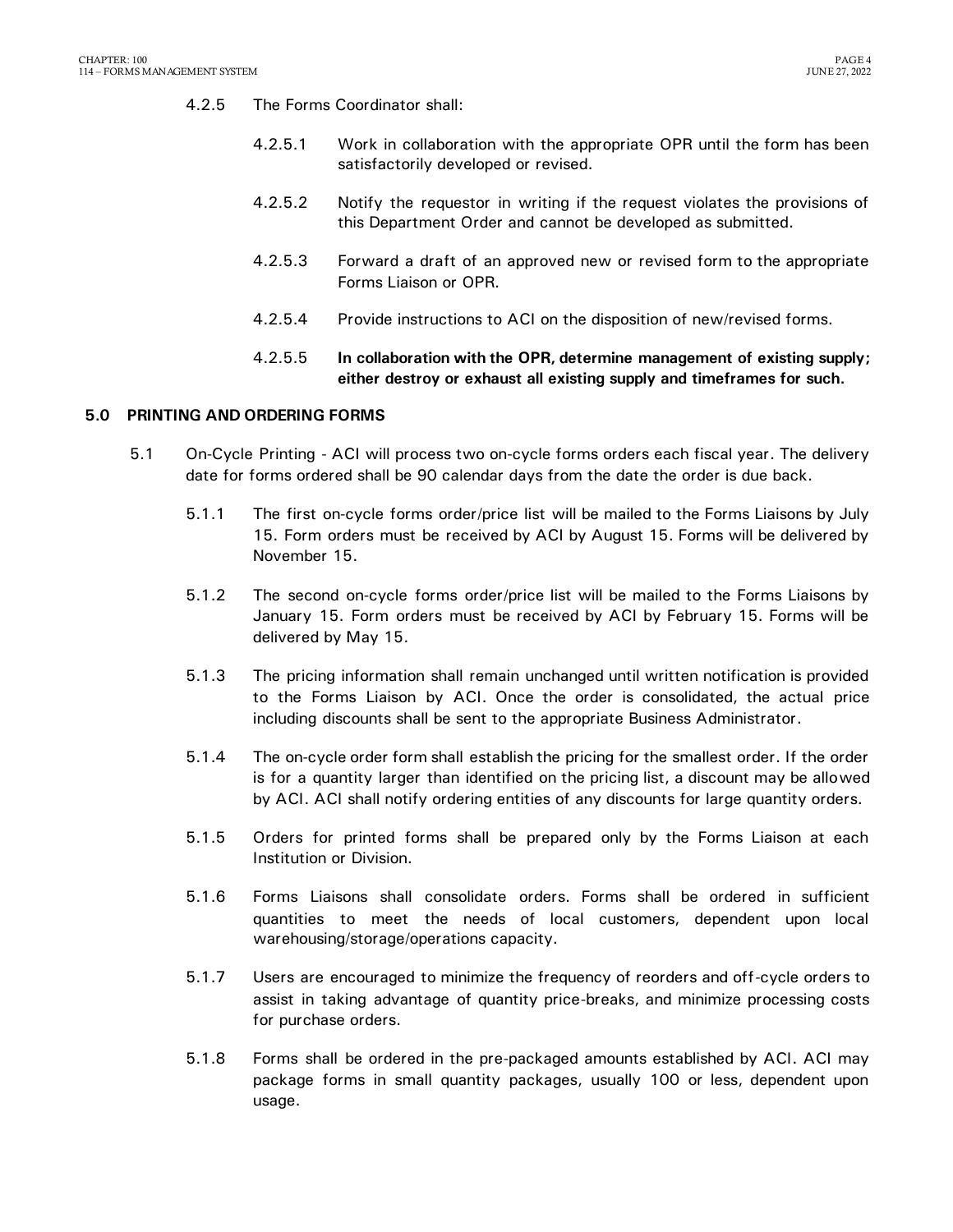4.2.5 The Forms Coordinator shall:

4.2.5.1 Work in collaboration with the appropriate OPR until the form has been satisfactorily developed or revised.

4.2.5.2 Notify the requestor in writing if the request violates the provisions of this Department Order and cannot be developed as submitted.

4.2.5.3 Forward a draft of an approved new or revised form to the appropriate Forms Liaison or OPR.

4.2.5.4 Provide instructions to ACI on the disposition of new/revised forms.

4.2.5.5 **In collaboration with the OPR, determine management of existing supply; either destroy or exhaust all existing supply and timeframes for such.**

## 5.0 PRINTING AND ORDERING FORMS

5.1 On-Cycle Printing - ACI will process two on-cycle forms orders each fiscal year. The delivery date for forms ordered shall be 90 calendar days from the date the order is due back.

5.1.1 The first on-cycle forms order/price list will be mailed to the Forms Liaisons by July 15. Form orders must be received by ACI by August 15. Forms will be delivered by November 15.

5.1.2 The second on-cycle forms order/price list will be mailed to the Forms Liaisons by January 15. Form orders must be received by ACI by February 15. Forms will be delivered by May 15.

5.1.3 The pricing information shall remain unchanged until written notification is provided to the Forms Liaison by ACI. Once the order is consolidated, the actual price including discounts shall be sent to the appropriate Business Administrator.

5.1.4 The on-cycle order form shall establish the pricing for the smallest order. If the order is for a quantity larger than identified on the pricing list, a discount may be allowed by ACI. ACI shall notify ordering entities of any discounts for large quantity orders.

5.1.5 Orders for printed forms shall be prepared only by the Forms Liaison at each Institution or Division.

5.1.6 Forms Liaisons shall consolidate orders. Forms shall be ordered in sufficient quantities to meet the needs of local customers, dependent upon local warehousing/storage/operations capacity.

5.1.7 Users are encouraged to minimize the frequency of reorders and off-cycle orders to assist in taking advantage of quantity price-breaks, and minimize processing costs for purchase orders.

5.1.8 Forms shall be ordered in the pre-packaged amounts established by ACI. ACI may package forms in small quantity packages, usually 100 or less, dependent upon usage.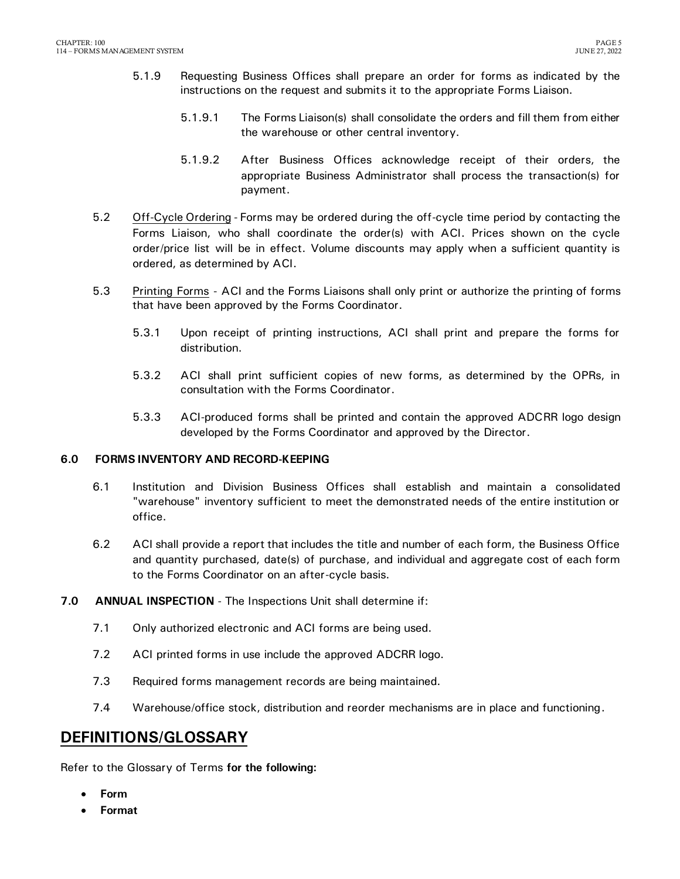5.1.9 Requesting Business Offices shall prepare an order for forms as indicated by the instructions on the request and submits it to the appropriate Forms Liaison.

5.1.9.1 The Forms Liaison(s) shall consolidate the orders and fill them from either the warehouse or other central inventory.

5.1.9.2 After Business Offices acknowledge receipt of their orders, the appropriate Business Administrator shall process the transaction(s) for payment.

5.2 Off-Cycle Ordering - Forms may be ordered during the off-cycle time period by contacting the Forms Liaison, who shall coordinate the order(s) with ACI. Prices shown on the cycle order/price list will be in effect. Volume discounts may apply when a sufficient quantity is ordered, as determined by ACI.

5.3 Printing Forms - ACI and the Forms Liaisons shall only print or authorize the printing of forms that have been approved by the Forms Coordinator.

5.3.1 Upon receipt of printing instructions, ACI shall print and prepare the forms for distribution.

5.3.2 ACI shall print sufficient copies of new forms, as determined by the OPRs, in consultation with the Forms Coordinator.

5.3.3 ACI-produced forms shall be printed and contain the approved ADCRR logo design developed by the Forms Coordinator and approved by the Director.

**6.0 FORMS INVENTORY AND RECORD-KEEPING**

6.1 Institution and Division Business Offices shall establish and maintain a consolidated "warehouse" inventory sufficient to meet the demonstrated needs of the entire institution or office.

6.2 ACI shall provide a report that includes the title and number of each form, the Business Office and quantity purchased, date(s) of purchase, and individual and aggregate cost of each form to the Forms Coordinator on an after-cycle basis.

**7.0 ANNUAL INSPECTION** - The Inspections Unit shall determine if:

7.1 Only authorized electronic and ACI forms are being used.

7.2 ACI printed forms in use include the approved ADCRR logo.

7.3 Required forms management records are being maintained.

7.4 Warehouse/office stock, distribution and reorder mechanisms are in place and functioning.

## DEFINITIONS/GLOSSARY

Refer to the Glossary of Terms **for the following:**

- **Form**
- **Format**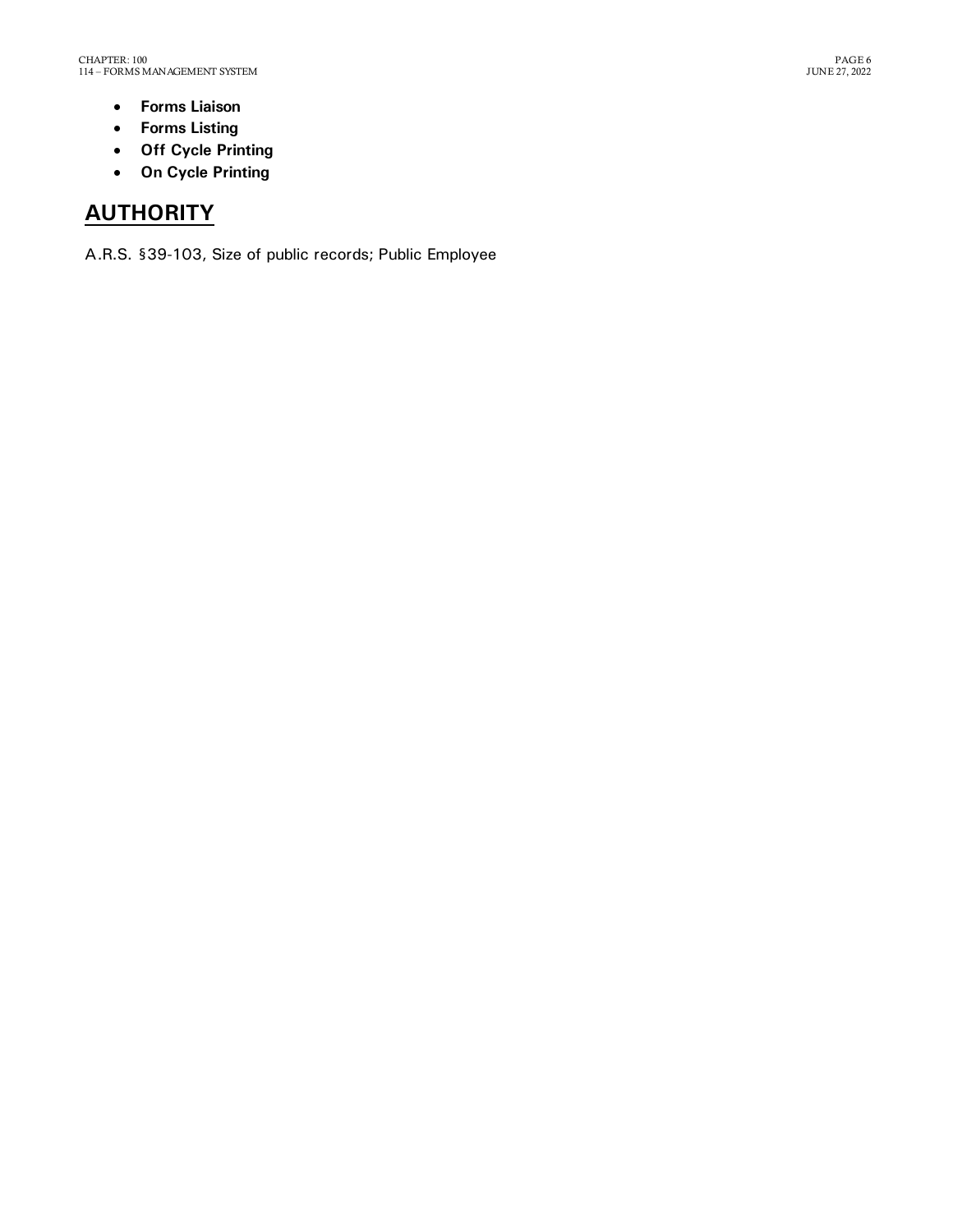- **Forms Liaison**
- **Forms Listing**
- **Off Cycle Printing**
- **On Cycle Printing**

## AUTHORITY

A.R.S. §39-103, Size of public records; Public Employee